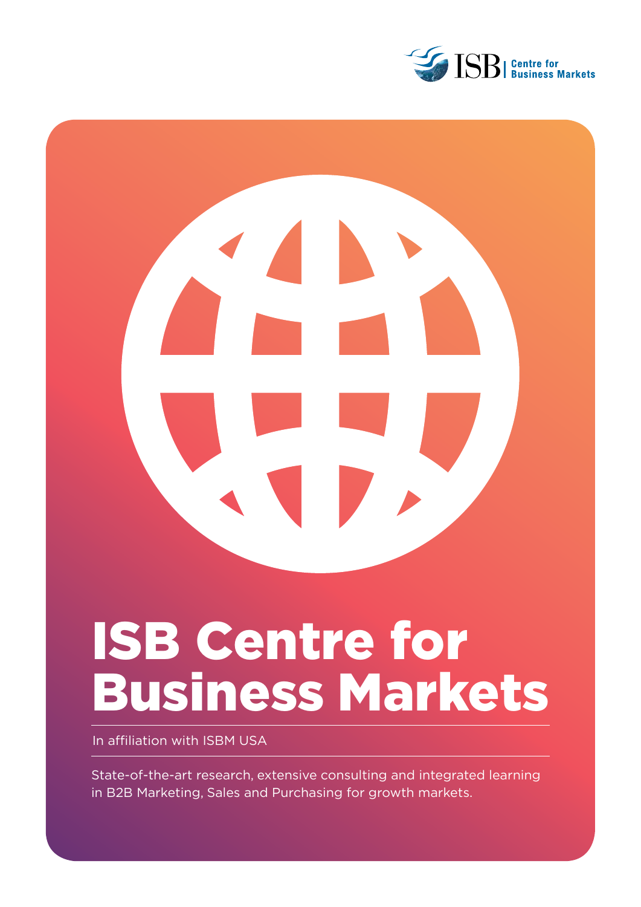ISB | Centre for Business Markets

# ISB Centre for Business Markets

In affiliation with ISBM USA

State-of-the-art research, extensive consulting and integrated learning in B2B Marketing, Sales and Purchasing for growth markets.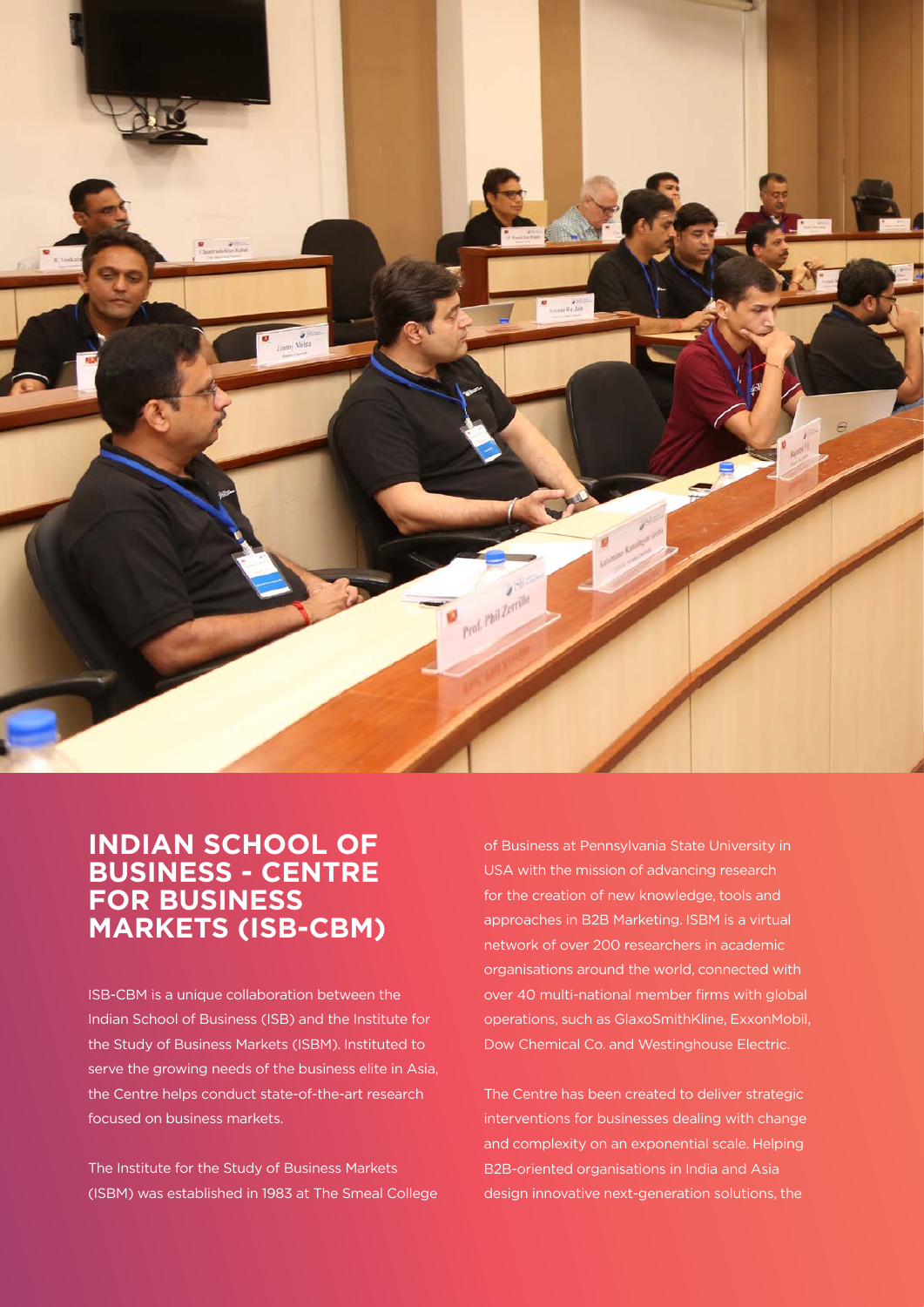## INDIAN SCHOOL OF BUSINESS - CENTRE FOR BUSINESS MARKETS (ISB-CBM)

ISB-CBM is a unique collaboration between the Indian School of Business (ISB) and the Institute for the Study of Business Markets (ISBM). Instituted to serve the growing needs of the business elite in Asia, the Centre helps conduct state-of-the-art research focused on business markets.

The Institute for the Study of Business Markets (ISBM) was established in 1983 at The Smeal College of Business at Pennsylvania State University in USA with the mission of advancing research for the creation of new knowledge, tools and approaches in B2B Marketing. ISBM is a virtual network of over 200 researchers in academic organisations around the world, connected with over 40 multi-national member firms with global operations, such as GlaxoSmithKline, ExxonMobil, Dow Chemical Co. and Westinghouse Electric.

The Centre has been created to deliver strategic interventions for businesses dealing with change and complexity on an exponential scale. Helping B2B-oriented organisations in India and Asia design innovative next-generation solutions, the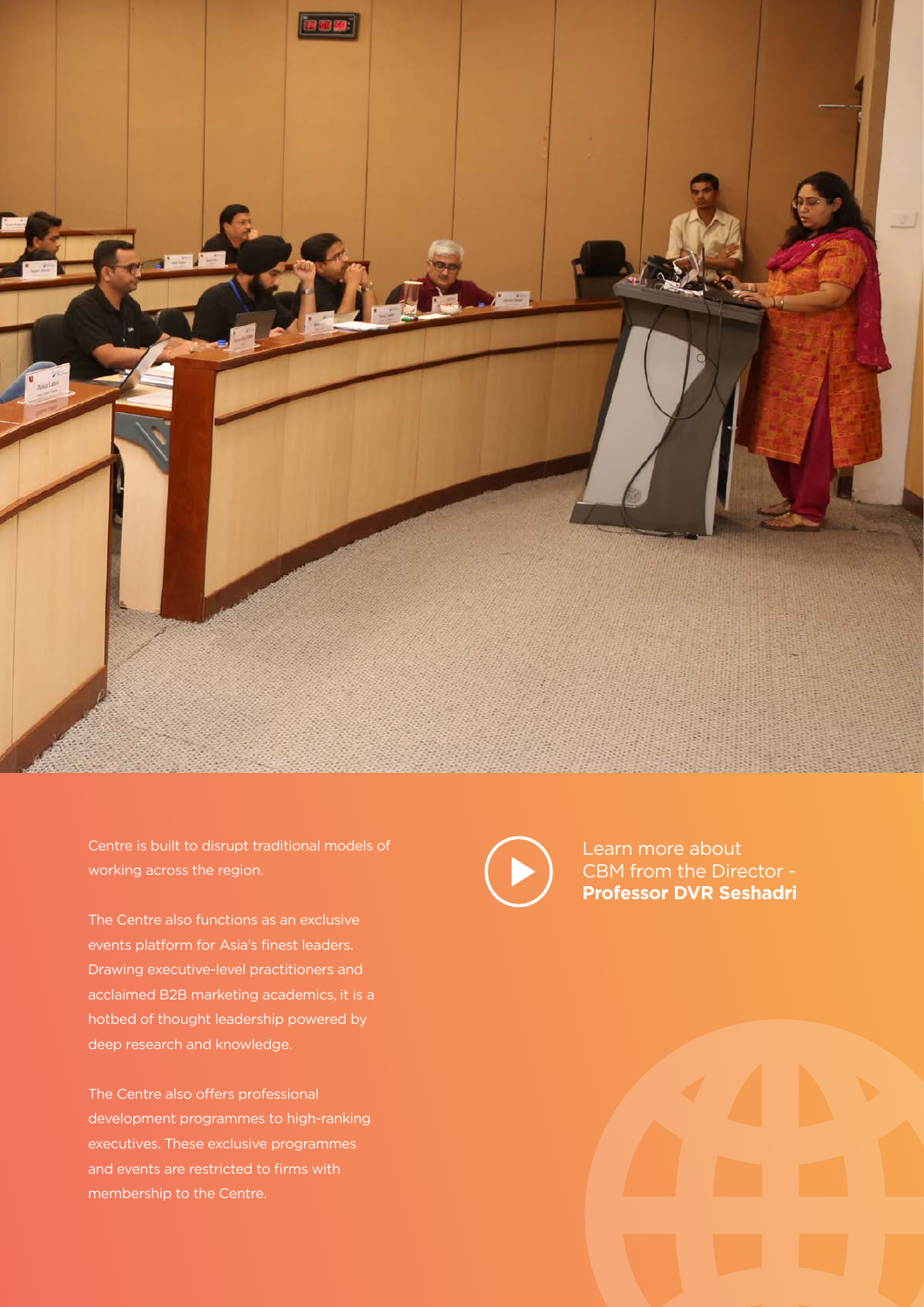Centre is built to disrupt traditional models of working across the region.

The Centre also functions as an exclusive events platform for Asia's finest leaders. Drawing executive-level practitioners and acclaimed B2B marketing academics, it is a hotbed of thought leadership powered by deep research and knowledge.

The Centre also offers professional development programmes to high-ranking executives. These exclusive programmes and events are restricted to firms with membership to the Centre.

Learn more about CBM from the Director - **Professor DVR Seshadri**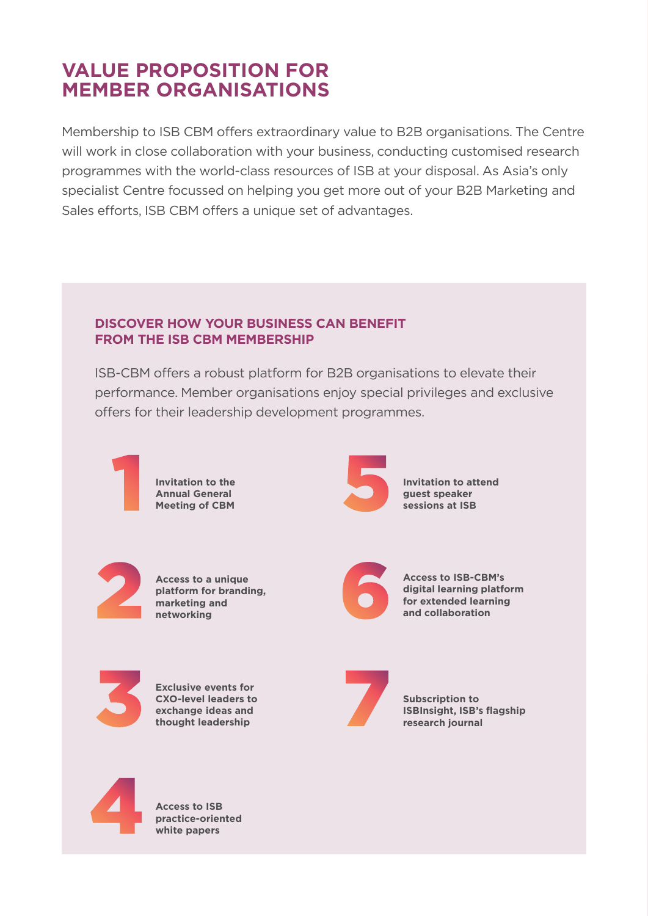# VALUE PROPOSITION FOR MEMBER ORGANISATIONS

Membership to ISB CBM offers extraordinary value to B2B organisations. The Centre will work in close collaboration with your business, conducting customised research programmes with the world-class resources of ISB at your disposal. As Asia's only specialist Centre focussed on helping you get more out of your B2B Marketing and Sales efforts, ISB CBM offers a unique set of advantages.

## DISCOVER HOW YOUR BUSINESS CAN BENEFIT FROM THE ISB CBM MEMBERSHIP

ISB-CBM offers a robust platform for B2B organisations to elevate their performance. Member organisations enjoy special privileges and exclusive offers for their leadership development programmes.

1. **Invitation to the Annual General Meeting of CBM**
2. **Access to a unique platform for branding, marketing and networking**
3. **Exclusive events for CXO-level leaders to exchange ideas and thought leadership**
4. **Access to ISB practice-oriented white papers**
5. **Invitation to attend guest speaker sessions at ISB**
6. **Access to ISB-CBM's digital learning platform for extended learning and collaboration**
7. **Subscription to ISBInsight, ISB's flagship research journal**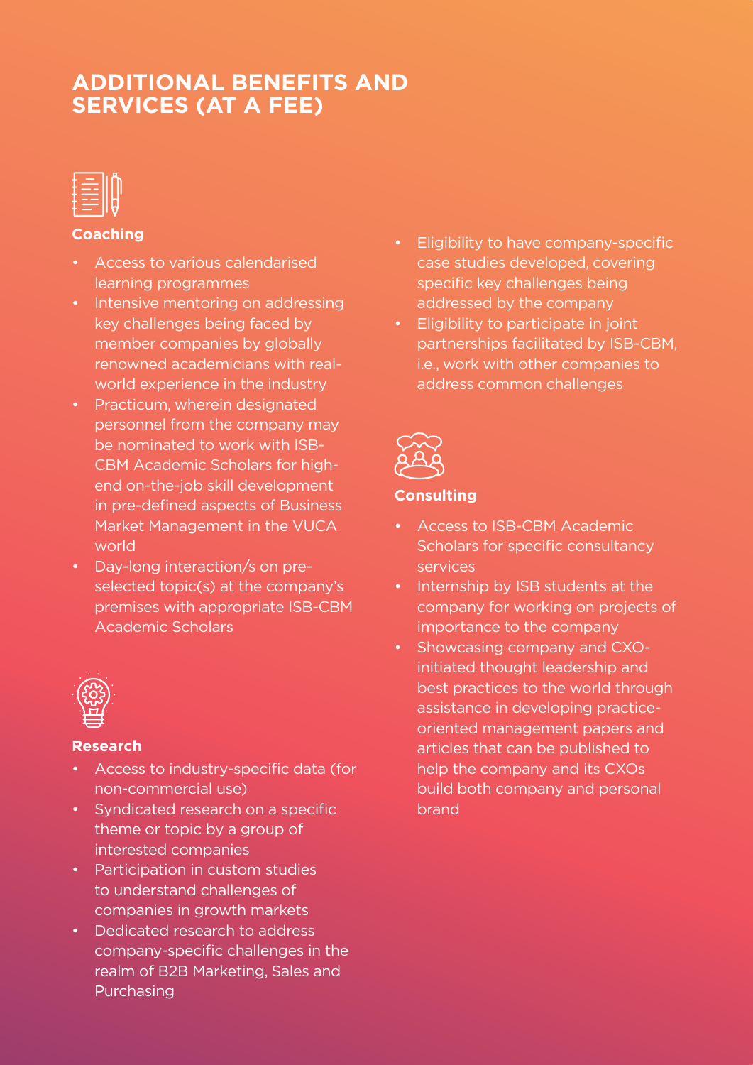# ADDITIONAL BENEFITS AND SERVICES (AT A FEE)

### Coaching

- Access to various calendarised learning programmes
- Intensive mentoring on addressing key challenges being faced by member companies by globally renowned academicians with real-world experience in the industry
- Practicum, wherein designated personnel from the company may be nominated to work with ISB-CBM Academic Scholars for high-end on-the-job skill development in pre-defined aspects of Business Market Management in the VUCA world
- Day-long interaction/s on pre-selected topic(s) at the company's premises with appropriate ISB-CBM Academic Scholars

### Research

- Access to industry-specific data (for non-commercial use)
- Syndicated research on a specific theme or topic by a group of interested companies
- Participation in custom studies to understand challenges of companies in growth markets
- Dedicated research to address company-specific challenges in the realm of B2B Marketing, Sales and Purchasing
- Eligibility to have company-specific case studies developed, covering specific key challenges being addressed by the company
- Eligibility to participate in joint partnerships facilitated by ISB-CBM, i.e., work with other companies to address common challenges

### Consulting

- Access to ISB-CBM Academic Scholars for specific consultancy services
- Internship by ISB students at the company for working on projects of importance to the company
- Showcasing company and CXO-initiated thought leadership and best practices to the world through assistance in developing practice-oriented management papers and articles that can be published to help the company and its CXOs build both company and personal brand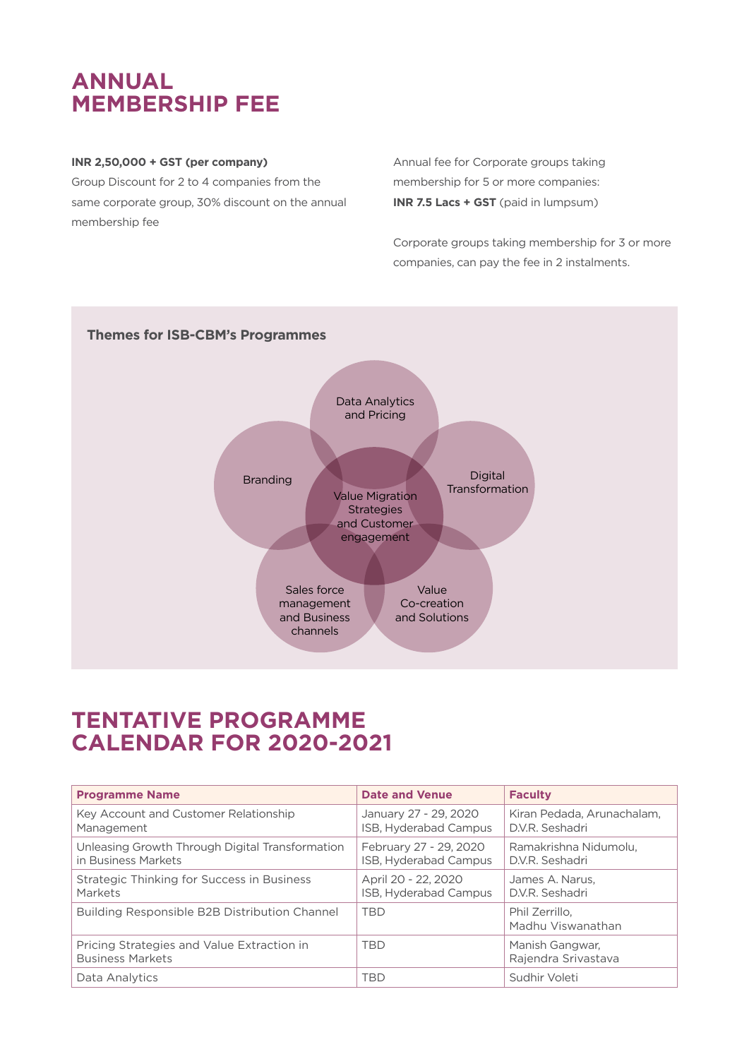# ANNUAL MEMBERSHIP FEE

**INR 2,50,000 + GST (per company)**

Group Discount for 2 to 4 companies from the same corporate group, 30% discount on the annual membership fee

Annual fee for Corporate groups taking membership for 5 or more companies:
**INR 7.5 Lacs + GST** (paid in lumpsum)

Corporate groups taking membership for 3 or more companies, can pay the fee in 2 instalments.

### Themes for ISB-CBM's Programmes

- Data Analytics and Pricing
- Branding
- Digital Transformation
- Value Migration Strategies and Customer engagement
- Sales force management and Business channels
- Value Co-creation and Solutions

# TENTATIVE PROGRAMME CALENDAR FOR 2020-2021

| Programme Name | Date and Venue | Faculty |
|---|---|---|
| Key Account and Customer Relationship Management | January 27 - 29, 2020 ISB, Hyderabad Campus | Kiran Pedada, Arunachalam, D.V.R. Seshadri |
| Unleasing Growth Through Digital Transformation in Business Markets | February 27 - 29, 2020 ISB, Hyderabad Campus | Ramakrishna Nidumolu, D.V.R. Seshadri |
| Strategic Thinking for Success in Business Markets | April 20 - 22, 2020 ISB, Hyderabad Campus | James A. Narus, D.V.R. Seshadri |
| Building Responsible B2B Distribution Channel | TBD | Phil Zerrillo, Madhu Viswanathan |
| Pricing Strategies and Value Extraction in Business Markets | TBD | Manish Gangwar, Rajendra Srivastava |
| Data Analytics | TBD | Sudhir Voleti |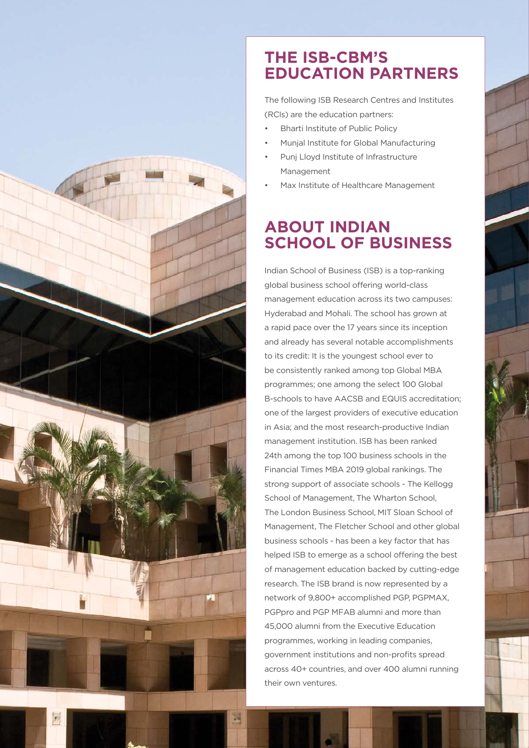## THE ISB-CBM'S EDUCATION PARTNERS

The following ISB Research Centres and Institutes (RCIs) are the education partners:

- Bharti Institute of Public Policy
- Munjal Institute for Global Manufacturing
- Punj Lloyd Institute of Infrastructure Management
- Max Institute of Healthcare Management

## ABOUT INDIAN SCHOOL OF BUSINESS

Indian School of Business (ISB) is a top-ranking global business school offering world-class management education across its two campuses: Hyderabad and Mohali. The school has grown at a rapid pace over the 17 years since its inception and already has several notable accomplishments to its credit: It is the youngest school ever to be consistently ranked among top Global MBA programmes; one among the select 100 Global B-schools to have AACSB and EQUIS accreditation; one of the largest providers of executive education in Asia; and the most research-productive Indian management institution. ISB has been ranked 24th among the top 100 business schools in the Financial Times MBA 2019 global rankings. The strong support of associate schools - The Kellogg School of Management, The Wharton School, The London Business School, MIT Sloan School of Management, The Fletcher School and other global business schools - has been a key factor that has helped ISB to emerge as a school offering the best of management education backed by cutting-edge research. The ISB brand is now represented by a network of 9,800+ accomplished PGP, PGPMAX, PGPpro and PGP MFAB alumni and more than 45,000 alumni from the Executive Education programmes, working in leading companies, government institutions and non-profits spread across 40+ countries, and over 400 alumni running their own ventures.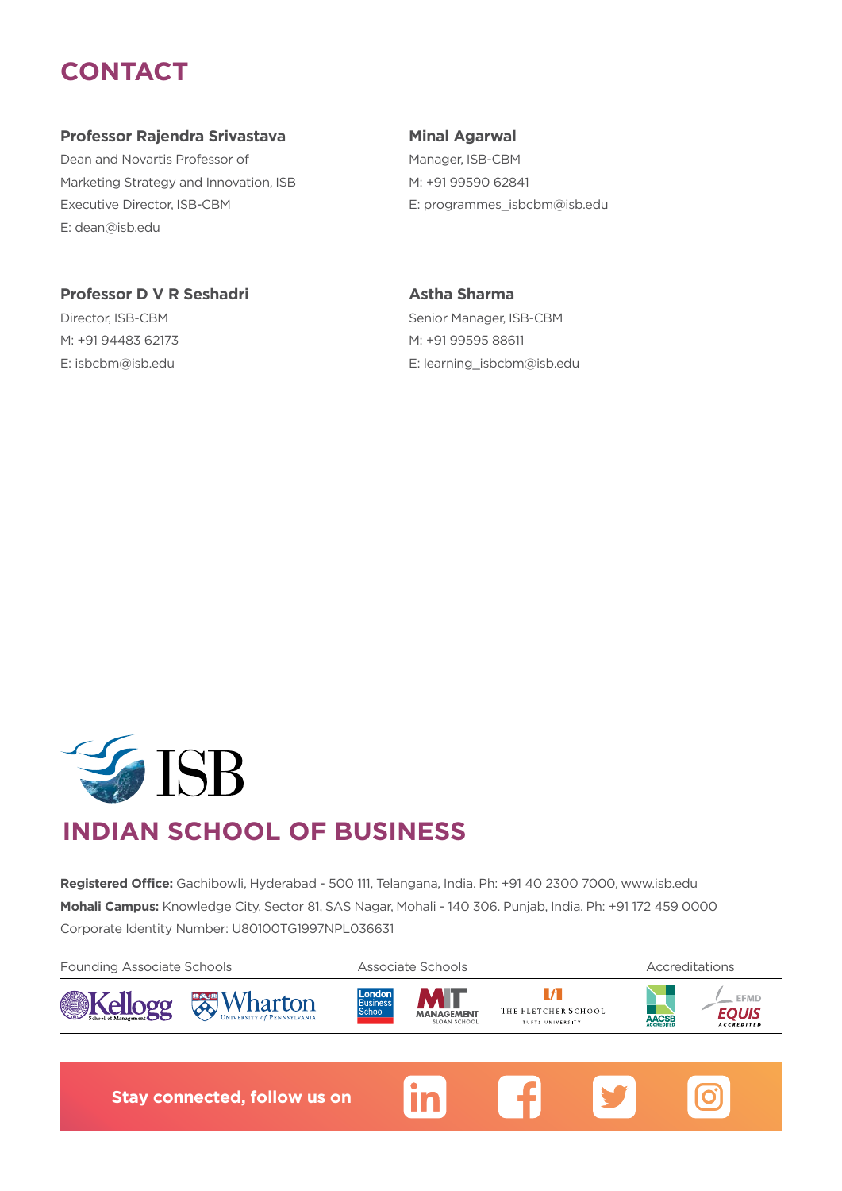## CONTACT

**Professor Rajendra Srivastava**
Dean and Novartis Professor of
Marketing Strategy and Innovation, ISB
Executive Director, ISB-CBM
E: dean@isb.edu

**Minal Agarwal**
Manager, ISB-CBM
M: +91 99590 62841
E: programmes_isbcbm@isb.edu

**Professor D V R Seshadri**
Director, ISB-CBM
M: +91 94483 62173
E: isbcbm@isb.edu

**Astha Sharma**
Senior Manager, ISB-CBM
M: +91 99595 88611
E: learning_isbcbm@isb.edu

ISB

## INDIAN SCHOOL OF BUSINESS

**Registered Office:** Gachibowli, Hyderabad - 500 111, Telangana, India. Ph: +91 40 2300 7000, www.isb.edu
**Mohali Campus:** Knowledge City, Sector 81, SAS Nagar, Mohali - 140 306. Punjab, India. Ph: +91 172 459 0000
Corporate Identity Number: U80100TG1997NPL036631

Founding Associate Schools: Kellogg School of Management, Wharton University of Pennsylvania

Associate Schools: London Business School, MIT Management Sloan School, The Fletcher School Tufts University

Accreditations: AACSB Accredited, EFMD EQUIS Accredited

Stay connected, follow us on